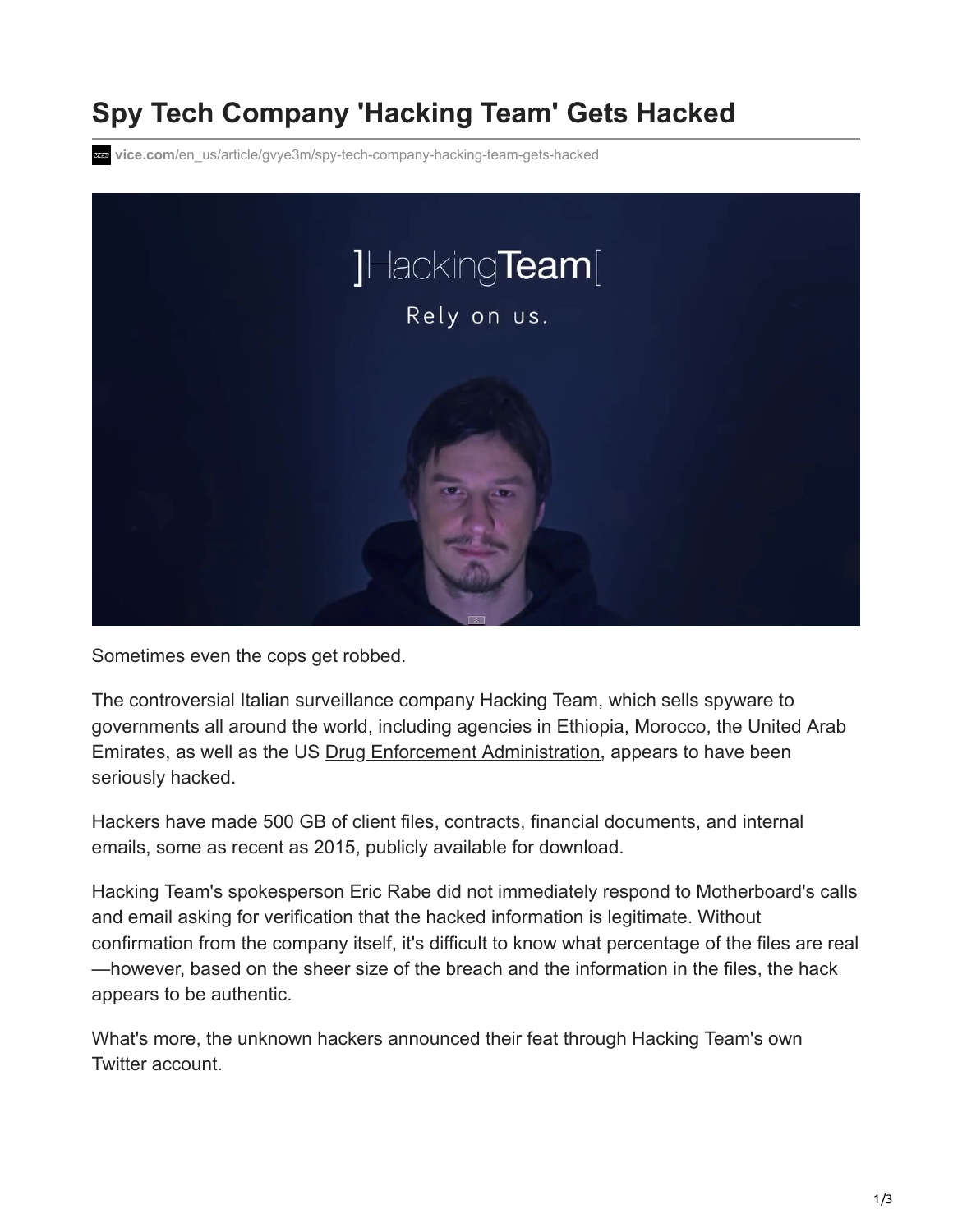# Spy Tech Company 'Hacking Team' Gets Hacked

vice.com/en_us/article/gvye3m/spy-tech-company-hacking-team-gets-hacked

Sometimes even the cops get robbed.

The controversial Italian surveillance company Hacking Team, which sells spyware to governments all around the world, including agencies in Ethiopia, Morocco, the United Arab Emirates, as well as the US Drug Enforcement Administration, appears to have been seriously hacked.

Hackers have made 500 GB of client files, contracts, financial documents, and internal emails, some as recent as 2015, publicly available for download.

Hacking Team's spokesperson Eric Rabe did not immediately respond to Motherboard's calls and email asking for verification that the hacked information is legitimate. Without confirmation from the company itself, it's difficult to know what percentage of the files are real —however, based on the sheer size of the breach and the information in the files, the hack appears to be authentic.

What's more, the unknown hackers announced their feat through Hacking Team's own Twitter account.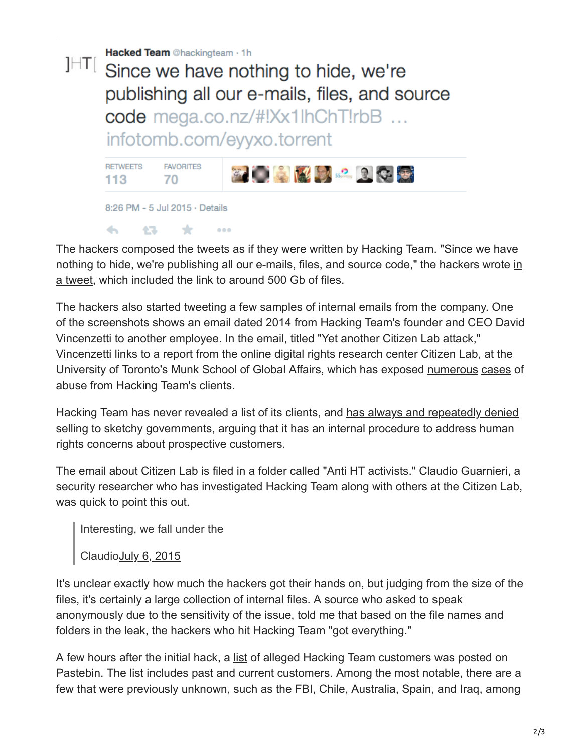Hacked Team @hackingteam · 1h

Since we have nothing to hide, we're publishing all our e-mails, files, and source code mega.co.nz/#!Xx1lhChT!rbB ... infotomb.com/eyyxo.torrent

RETWEETS 113 FAVORITES 70

8:26 PM - 5 Jul 2015 · Details

The hackers composed the tweets as if they were written by Hacking Team. "Since we have nothing to hide, we're publishing all our e-mails, files, and source code," the hackers wrote in a tweet, which included the link to around 500 Gb of files.

The hackers also started tweeting a few samples of internal emails from the company. One of the screenshots shows an email dated 2014 from Hacking Team's founder and CEO David Vincenzetti to another employee. In the email, titled "Yet another Citizen Lab attack," Vincenzetti links to a report from the online digital rights research center Citizen Lab, at the University of Toronto's Munk School of Global Affairs, which has exposed numerous cases of abuse from Hacking Team's clients.

Hacking Team has never revealed a list of its clients, and has always and repeatedly denied selling to sketchy governments, arguing that it has an internal procedure to address human rights concerns about prospective customers.

The email about Citizen Lab is filed in a folder called "Anti HT activists." Claudio Guarnieri, a security researcher who has investigated Hacking Team along with others at the Citizen Lab, was quick to point this out.

> Interesting, we fall under the
>
> ClaudioJuly 6, 2015

It's unclear exactly how much the hackers got their hands on, but judging from the size of the files, it's certainly a large collection of internal files. A source who asked to speak anonymously due to the sensitivity of the issue, told me that based on the file names and folders in the leak, the hackers who hit Hacking Team "got everything."

A few hours after the initial hack, a list of alleged Hacking Team customers was posted on Pastebin. The list includes past and current customers. Among the most notable, there are a few that were previously unknown, such as the FBI, Chile, Australia, Spain, and Iraq, among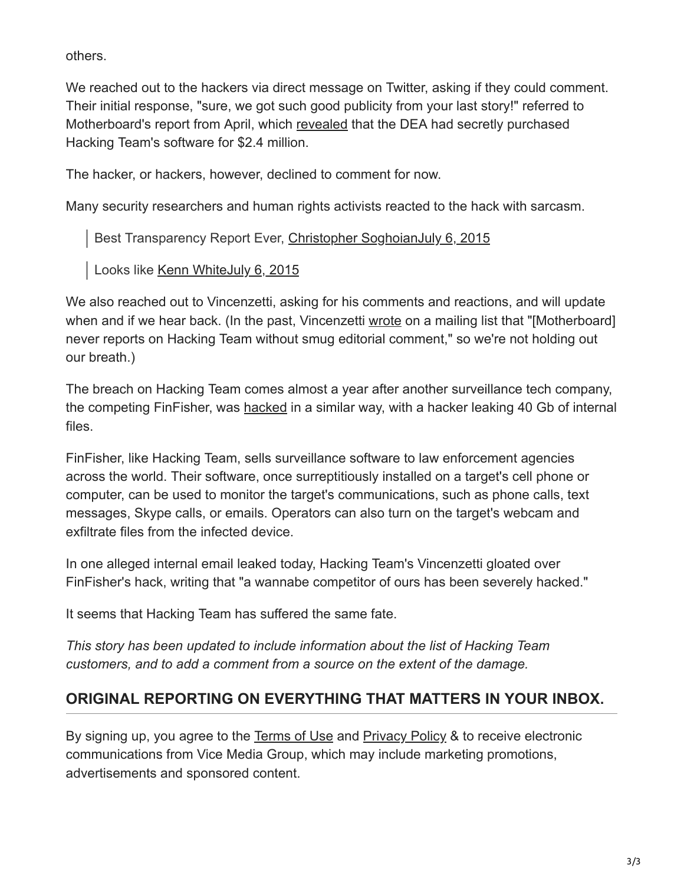others.

We reached out to the hackers via direct message on Twitter, asking if they could comment. Their initial response, "sure, we got such good publicity from your last story!" referred to Motherboard's report from April, which revealed that the DEA had secretly purchased Hacking Team's software for $2.4 million.

The hacker, or hackers, however, declined to comment for now.

Many security researchers and human rights activists reacted to the hack with sarcasm.

> Best Transparency Report Ever, Christopher SoghoianJuly 6, 2015

> Looks like Kenn WhiteJuly 6, 2015

We also reached out to Vincenzetti, asking for his comments and reactions, and will update when and if we hear back. (In the past, Vincenzetti wrote on a mailing list that "[Motherboard] never reports on Hacking Team without smug editorial comment," so we're not holding out our breath.)

The breach on Hacking Team comes almost a year after another surveillance tech company, the competing FinFisher, was hacked in a similar way, with a hacker leaking 40 Gb of internal files.

FinFisher, like Hacking Team, sells surveillance software to law enforcement agencies across the world. Their software, once surreptitiously installed on a target's cell phone or computer, can be used to monitor the target's communications, such as phone calls, text messages, Skype calls, or emails. Operators can also turn on the target's webcam and exfiltrate files from the infected device.

In one alleged internal email leaked today, Hacking Team's Vincenzetti gloated over FinFisher's hack, writing that "a wannabe competitor of ours has been severely hacked."

It seems that Hacking Team has suffered the same fate.

*This story has been updated to include information about the list of Hacking Team customers, and to add a comment from a source on the extent of the damage.*

## ORIGINAL REPORTING ON EVERYTHING THAT MATTERS IN YOUR INBOX.

By signing up, you agree to the Terms of Use and Privacy Policy & to receive electronic communications from Vice Media Group, which may include marketing promotions, advertisements and sponsored content.